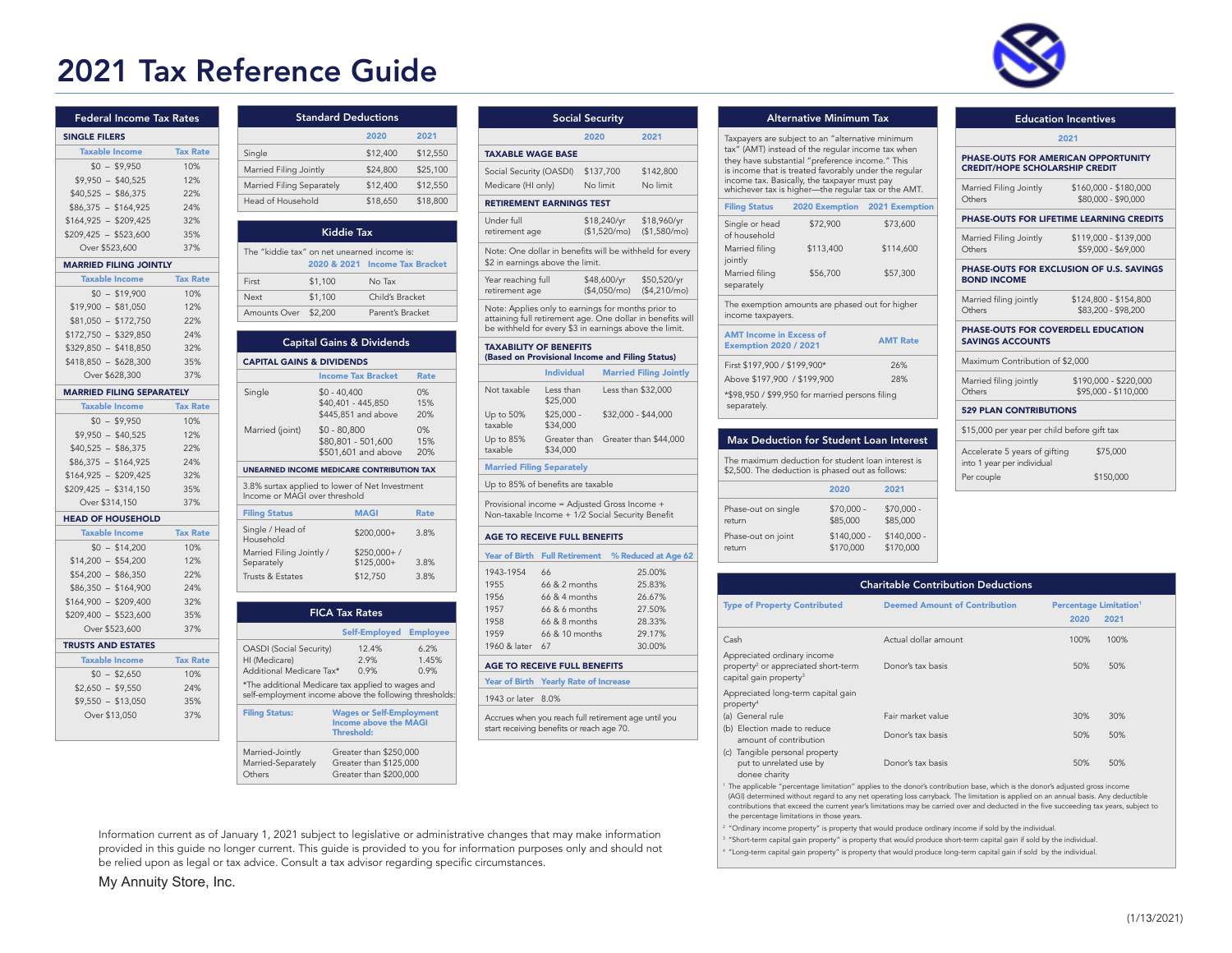# 2021 Tax Reference Guide

## Federal Income Tax Rates

### SINGLE FILERS

| Taxable Income | Tax Rate |
|---|---|
| $0 – $9,950 | 10% |
| $9,950 – $40,525 | 12% |
| $40,525 – $86,375 | 22% |
| $86,375 – $164,925 | 24% |
| $164,925 – $209,425 | 32% |
| $209,425 – $523,600 | 35% |
| Over $523,600 | 37% |

### MARRIED FILING JOINTLY

| Taxable Income | Tax Rate |
|---|---|
| $0 – $19,900 | 10% |
| $19,900 – $81,050 | 12% |
| $81,050 – $172,750 | 22% |
| $172,750 – $329,850 | 24% |
| $329,850 – $418,850 | 32% |
| $418,850 – $628,300 | 35% |
| Over $628,300 | 37% |

### MARRIED FILING SEPARATELY

| Taxable Income | Tax Rate |
|---|---|
| $0 – $9,950 | 10% |
| $9,950 – $40,525 | 12% |
| $40,525 – $86,375 | 22% |
| $86,375 – $164,925 | 24% |
| $164,925 – $209,425 | 32% |
| $209,425 – $314,150 | 35% |
| Over $314,150 | 37% |

### HEAD OF HOUSEHOLD

| Taxable Income | Tax Rate |
|---|---|
| $0 – $14,200 | 10% |
| $14,200 – $54,200 | 12% |
| $54,200 – $86,350 | 22% |
| $86,350 – $164,900 | 24% |
| $164,900 – $209,400 | 32% |
| $209,400 – $523,600 | 35% |
| Over $523,600 | 37% |

### TRUSTS AND ESTATES

| Taxable Income | Tax Rate |
|---|---|
| $0 – $2,650 | 10% |
| $2,650 – $9,550 | 24% |
| $9,550 – $13,050 | 35% |
| Over $13,050 | 37% |

## Standard Deductions

| | 2020 | 2021 |
|---|---|---|
| Single | $12,400 | $12,550 |
| Married Filing Jointly | $24,800 | $25,100 |
| Married Filing Separately | $12,400 | $12,550 |
| Head of Household | $18,650 | $18,800 |

## Kiddie Tax

The "kiddie tax" on net unearned income is:

| | 2020 & 2021 | Income Tax Bracket |
|---|---|---|
| First | $1,100 | No Tax |
| Next | $1,100 | Child's Bracket |
| Amounts Over | $2,200 | Parent's Bracket |

## Capital Gains & Dividends

### CAPITAL GAINS & DIVIDENDS

| | Income Tax Bracket | Rate |
|---|---|---|
| Single | $0 - 40,400 | 0% |
| | $40,401 - 445,850 | 15% |
| | $445,851 and above | 20% |
| Married (joint) | $0 - 80,800 | 0% |
| | $80,801 - 501,600 | 15% |
| | $501,601 and above | 20% |

### UNEARNED INCOME MEDICARE CONTRIBUTION TAX

3.8% surtax applied to lower of Net Investment Income or MAGI over threshold

| Filing Status | MAGI | Rate |
|---|---|---|
| Single / Head of Household | $200,000+ | 3.8% |
| Married Filing Jointly / Separately | $250,000+ / $125,000+ | 3.8% |
| Trusts & Estates | $12,750 | 3.8% |

## FICA Tax Rates

| | Self-Employed | Employee |
|---|---|---|
| OASDI (Social Security) | 12.4% | 6.2% |
| HI (Medicare) | 2.9% | 1.45% |
| Additional Medicare Tax* | 0.9% | 0.9% |

*The additional Medicare tax applied to wages and self-employment income above the following thresholds:

| Filing Status: | Wages or Self-Employment Income above the MAGI Threshold: |
|---|---|
| Married-Jointly | Greater than $250,000 |
| Married-Separately | Greater than $125,000 |
| Others | Greater than $200,000 |

## Social Security

| | 2020 | 2021 |
|---|---|---|
| **TAXABLE WAGE BASE** | | |
| Social Security (OASDI) | $137,700 | $142,800 |
| Medicare (HI only) | No limit | No limit |
| **RETIREMENT EARNINGS TEST** | | |
| Under full retirement age | $18,240/yr ($1,520/mo) | $18,960/yr ($1,580/mo) |

Note: One dollar in benefits will be withheld for every $2 in earnings above the limit.

| | 2020 | 2021 |
|---|---|---|
| Year reaching full retirement age | $48,600/yr ($4,050/mo) | $50,520/yr ($4,210/mo) |

Note: Applies only to earnings for months prior to attaining full retirement age. One dollar in benefits will be withheld for every $3 in earnings above the limit.

### TAXABILITY OF BENEFITS (Based on Provisional Income and Filing Status)

| | Individual | Married Filing Jointly |
|---|---|---|
| Not taxable | Less than $25,000 | Less than $32,000 |
| Up to 50% taxable | $25,000 - $34,000 | $32,000 - $44,000 |
| Up to 85% taxable | Greater than $34,000 | Greater than $44,000 |

**Married Filing Separately**

Up to 85% of benefits are taxable

Provisional income = Adjusted Gross Income + Non-taxable Income + 1/2 Social Security Benefit

### AGE TO RECEIVE FULL BENEFITS

| Year of Birth | Full Retirement | % Reduced at Age 62 |
|---|---|---|
| 1943-1954 | 66 | 25.00% |
| 1955 | 66 & 2 months | 25.83% |
| 1956 | 66 & 4 months | 26.67% |
| 1957 | 66 & 6 months | 27.50% |
| 1958 | 66 & 8 months | 28.33% |
| 1959 | 66 & 10 months | 29.17% |
| 1960 & later | 67 | 30.00% |

### AGE TO RECEIVE FULL BENEFITS

| Year of Birth | Yearly Rate of Increase |
|---|---|
| 1943 or later | 8.0% |

Accrues when you reach full retirement age until you start receiving benefits or reach age 70.

## Alternative Minimum Tax

Taxpayers are subject to an "alternative minimum tax" (AMT) instead of the regular income tax when they have substantial "preference income." This is income that is treated favorably under the regular income tax. Basically, the taxpayer must pay whichever tax is higher—the regular tax or the AMT.

| Filing Status | 2020 Exemption | 2021 Exemption |
|---|---|---|
| Single or head of household | $72,900 | $73,600 |
| Married filing jointly | $113,400 | $114,600 |
| Married filing separately | $56,700 | $57,300 |

The exemption amounts are phased out for higher income taxpayers.

| AMT Income in Excess of Exemption 2020 / 2021 | AMT Rate |
|---|---|
| First $197,900 / $199,900* | 26% |
| Above $197,900 / $199,900 | 28% |

*$98,950 / $99,950 for married persons filing separately.

## Max Deduction for Student Loan Interest

The maximum deduction for student loan interest is $2,500. The deduction is phased out as follows:

| | 2020 | 2021 |
|---|---|---|
| Phase-out on single return | $70,000 - $85,000 | $70,000 - $85,000 |
| Phase-out on joint return | $140,000 - $170,000 | $140,000 - $170,000 |

## Education Incentives

**2021**

### PHASE-OUTS FOR AMERICAN OPPORTUNITY CREDIT/HOPE SCHOLARSHIP CREDIT

| | |
|---|---|
| Married Filing Jointly | $160,000 - $180,000 |
| Others | $80,000 - $90,000 |

### PHASE-OUTS FOR LIFETIME LEARNING CREDITS

| | |
|---|---|
| Married Filing Jointly | $119,000 - $139,000 |
| Others | $59,000 - $69,000 |

### PHASE-OUTS FOR EXCLUSION OF U.S. SAVINGS BOND INCOME

| | |
|---|---|
| Married filing jointly | $124,800 - $154,800 |
| Others | $83,200 - $98,200 |

### PHASE-OUTS FOR COVERDELL EDUCATION SAVINGS ACCOUNTS

Maximum Contribution of $2,000

| | |
|---|---|
| Married filing jointly | $190,000 - $220,000 |
| Others | $95,000 - $110,000 |

### 529 PLAN CONTRIBUTIONS

$15,000 per year per child before gift tax

| | |
|---|---|
| Accelerate 5 years of gifting into 1 year per individual | $75,000 |
| Per couple | $150,000 |

## Charitable Contribution Deductions

| Type of Property Contributed | Deemed Amount of Contribution | Percentage Limitation[1] 2020 | 2021 |
|---|---|---|---|
| Cash | Actual dollar amount | 100% | 100% |
| Appreciated ordinary income property[2] or appreciated short-term capital gain property[3] | Donor's tax basis | 50% | 50% |
| Appreciated long-term capital gain property[4] | | | |
| (a) General rule | Fair market value | 30% | 30% |
| (b) Election made to reduce amount of contribution | Donor's tax basis | 50% | 50% |
| (c) Tangible personal property put to unrelated use by donee charity | Donor's tax basis | 50% | 50% |

[1] The applicable "percentage limitation" applies to the donor's contribution base, which is the donor's adjusted gross income (AGI) determined without regard to any net operating loss carryback. The limitation is applied on an annual basis. Any deductible contributions that exceed the current year's limitations may be carried over and deducted in the five succeeding tax years, subject to the percentage limitations in those years.

[2] "Ordinary income property" is property that would produce ordinary income if sold by the individual.

[3] "Short-term capital gain property" is property that would produce short-term capital gain if sold by the individual.

[4] "Long-term capital gain property" is property that would produce long-term capital gain if sold by the individual.

Information current as of January 1, 2021 subject to legislative or administrative changes that may make information provided in this guide no longer current. This guide is provided to you for information purposes only and should not be relied upon as legal or tax advice. Consult a tax advisor regarding specific circumstances.

My Annuity Store, Inc.

(1/13/2021)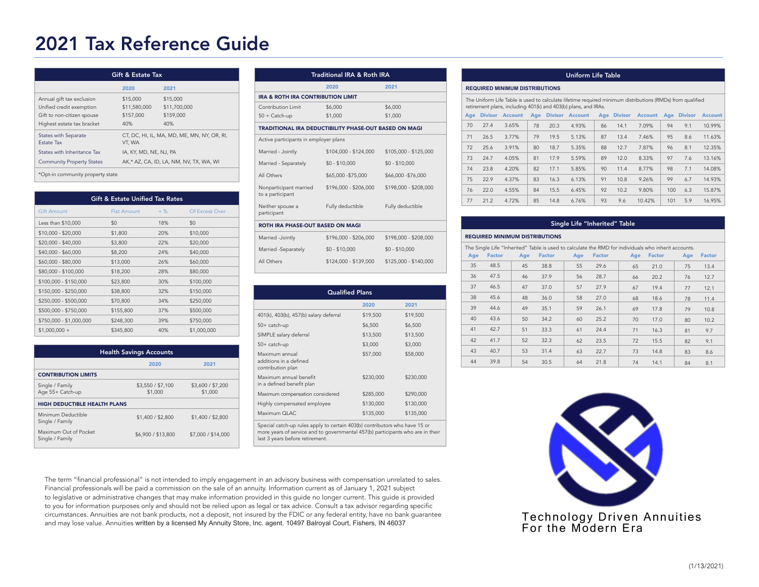# 2021 Tax Reference Guide

## Gift & Estate Tax

| | 2020 | 2021 |
|---|---|---|
| Annual gift tax exclusion | $15,000 | $15,000 |
| Unified credit exemption | $11,580,000 | $11,700,000 |
| Gift to non-citizen spouse | $157,000 | $159,000 |
| Highest estate tax bracket | 40% | 40% |
| States with Separate Estate Tax | CT, DC, HI, IL, MA, MD, ME, MN, NY, OR, RI, VT, WA | |
| States with Inheritance Tax | IA, KY, MD, NE, NJ, PA | |
| Community Property States | AK,* AZ, CA, ID, LA, NM, NV, TX, WA, WI | |

*Opt-in community property state

## Gift & Estate Unified Tax Rates

| Gift Amount | Flat Amount | + % | Of Excess Over |
|---|---|---|---|
| Less than $10,000 | $0 | 18% | $0 |
| $10,000 - $20,000 | $1,800 | 20% | $10,000 |
| $20,000 - $40,000 | $3,800 | 22% | $20,000 |
| $40,000 - $60,000 | $8,200 | 24% | $40,000 |
| $60,000 - $80,000 | $13,000 | 26% | $60,000 |
| $80,000 - $100,000 | $18,200 | 28% | $80,000 |
| $100,000 - $150,000 | $23,800 | 30% | $100,000 |
| $150,000 - $250,000 | $38,800 | 32% | $150,000 |
| $250,000 - $500,000 | $70,800 | 34% | $250,000 |
| $500,000 - $750,000 | $155,800 | 37% | $500,000 |
| $750,000 - $1,000,000 | $248,300 | 39% | $750,000 |
| $1,000,000 + | $345,800 | 40% | $1,000,000 |

## Health Savings Accounts

| | 2020 | 2021 |
|---|---|---|
| **CONTRIBUTION LIMITS** | | |
| Single / Family<br>Age 55+ Catch-up | $3,550 / $7,100<br>$1,000 | $3,600 / $7,200<br>$1,000 |
| **HIGH DEDUCTIBLE HEALTH PLANS** | | |
| Minimum Deductible<br>Single / Family | $1,400 / $2,800 | $1,400 / $2,800 |
| Maximum Out of Pocket<br>Single / Family | $6,900 / $13,800 | $7,000 / $14,000 |

## Traditional IRA & Roth IRA

| | 2020 | 2021 |
|---|---|---|
| **IRA & ROTH IRA CONTRIBUTION LIMIT** | | |
| Contribution Limit | $6,000 | $6,000 |
| 50 + Catch-up | $1,000 | $1,000 |
| **TRADITIONAL IRA DEDUCTIBILITY PHASE-OUT BASED ON MAGI** | | |
| Active participants in employer plans | | |
| Married - Jointly | $104,000 - $124,000 | $105,000 - $125,000 |
| Married - Separately | $0 - $10,000 | $0 - $10,000 |
| All Others | $65,000 -$75,000 | $66,000 -$76,000 |
| Nonparticipant married to a participant | $196,000 - $206,000 | $198,000 - $208,000 |
| Neither spouse a participant | Fully deductible | Fully deductible |
| **ROTH IRA PHASE-OUT BASED ON MAGI** | | |
| Married -Jointly | $196,000 - $206,000 | $198,000 - $208,000 |
| Married -Separately | $0 - $10,000 | $0 - $10,000 |
| All Others | $124,000 - $139,000 | $125,000 - $140,000 |

## Qualified Plans

| | 2020 | 2021 |
|---|---|---|
| 401(k), 403(b), 457(b) salary deferral | $19,500 | $19,500 |
| 50+ catch-up | $6,500 | $6,500 |
| SIMPLE salary deferral | $13,500 | $13,500 |
| 50+ catch-up | $3,000 | $3,000 |
| Maximum annual additions in a defined contribution plan | $57,000 | $58,000 |
| Maximum annual benefit in a defined benefit plan | $230,000 | $230,000 |
| Maximum compensation considered | $285,000 | $290,000 |
| Highly compensated employee | $130,000 | $130,000 |
| Maximum QLAC | $135,000 | $135,000 |

Special catch-up rules apply to certain 403(b) contributors who have 15 or more years of service and to governmental 457(b) participants who are in their last 3 years before retirement.

## Uniform Life Table

**REQUIRED MINIMUM DISTRIBUTIONS**

The Uniform Life Table is used to calculate lifetime required minimum distributions (RMDs) from qualified retirement plans, including 401(k) and 403(b) plans, and IRAs.

| Age | Divisor | Account | Age | Divisor | Account | Age | Divisor | Account | Age | Divisor | Account |
|---|---|---|---|---|---|---|---|---|---|---|---|
| 70 | 27.4 | 3.65% | 78 | 20.3 | 4.93% | 86 | 14.1 | 7.09% | 94 | 9.1 | 10.99% |
| 71 | 26.5 | 3.77% | 79 | 19.5 | 5.13% | 87 | 13.4 | 7.46% | 95 | 8.6 | 11.63% |
| 72 | 25.6 | 3.91% | 80 | 18.7 | 5.35% | 88 | 12.7 | 7.87% | 96 | 8.1 | 12.35% |
| 73 | 24.7 | 4.05% | 81 | 17.9 | 5.59% | 89 | 12.0 | 8.33% | 97 | 7.6 | 13.16% |
| 74 | 23.8 | 4.20% | 82 | 17.1 | 5.85% | 90 | 11.4 | 8.77% | 98 | 7.1 | 14.08% |
| 75 | 22.9 | 4.37% | 83 | 16.3 | 6.13% | 91 | 10.8 | 9.26% | 99 | 6.7 | 14.93% |
| 76 | 22.0 | 4.55% | 84 | 15.5 | 6.45% | 92 | 10.2 | 9.80% | 100 | 6.3 | 15.87% |
| 77 | 21.2 | 4.72% | 85 | 14.8 | 6.76% | 93 | 9.6 | 10.42% | 101 | 5.9 | 16.95% |

## Single Life "Inherited" Table

**REQUIRED MINIMUM DISTRIBUTIONS**

The Single Life "Inherited" Table is used to calculate the RMD for individuals who inherit accounts.

| Age | Factor | Age | Factor | Age | Factor | Age | Factor | Age | Factor |
|---|---|---|---|---|---|---|---|---|---|
| 35 | 48.5 | 45 | 38.8 | 55 | 29.6 | 65 | 21.0 | 75 | 13.4 |
| 36 | 47.5 | 46 | 37.9 | 56 | 28.7 | 66 | 20.2 | 76 | 12.7 |
| 37 | 46.5 | 47 | 37.0 | 57 | 27.9 | 67 | 19.4 | 77 | 12.1 |
| 38 | 45.6 | 48 | 36.0 | 58 | 27.0 | 68 | 18.6 | 78 | 11.4 |
| 39 | 44.6 | 49 | 35.1 | 59 | 26.1 | 69 | 17.8 | 79 | 10.8 |
| 40 | 43.6 | 50 | 34.2 | 60 | 25.2 | 70 | 17.0 | 80 | 10.2 |
| 41 | 42.7 | 51 | 33.3 | 61 | 24.4 | 71 | 16.3 | 81 | 9.7 |
| 42 | 41.7 | 52 | 32.3 | 62 | 23.5 | 72 | 15.5 | 82 | 9.1 |
| 43 | 40.7 | 53 | 31.4 | 63 | 22.7 | 73 | 14.8 | 83 | 8.6 |
| 44 | 39.8 | 54 | 30.5 | 64 | 21.8 | 74 | 14.1 | 84 | 8.1 |

The term "financial professional" is not intended to imply engagement in an advisory business with compensation unrelated to sales. Financial professionals will be paid a commission on the sale of an annuity. Information current as of January 1, 2021 subject to legislative or administrative changes that may make information provided in this guide no longer current. This guide is provided to you for information purposes only and should not be relied upon as legal or tax advice. Consult a tax advisor regarding specific circumstances. Annuities are not bank products, not a deposit, not insured by the FDIC or any federal entity, have no bank guarantee and may lose value. Annuities written by a licensed My Annuity Store, Inc. agent. 10497 Balroyal Court, Fishers, IN 46037

Technology Driven Annuities
For the Modern Era

(1/13/2021)